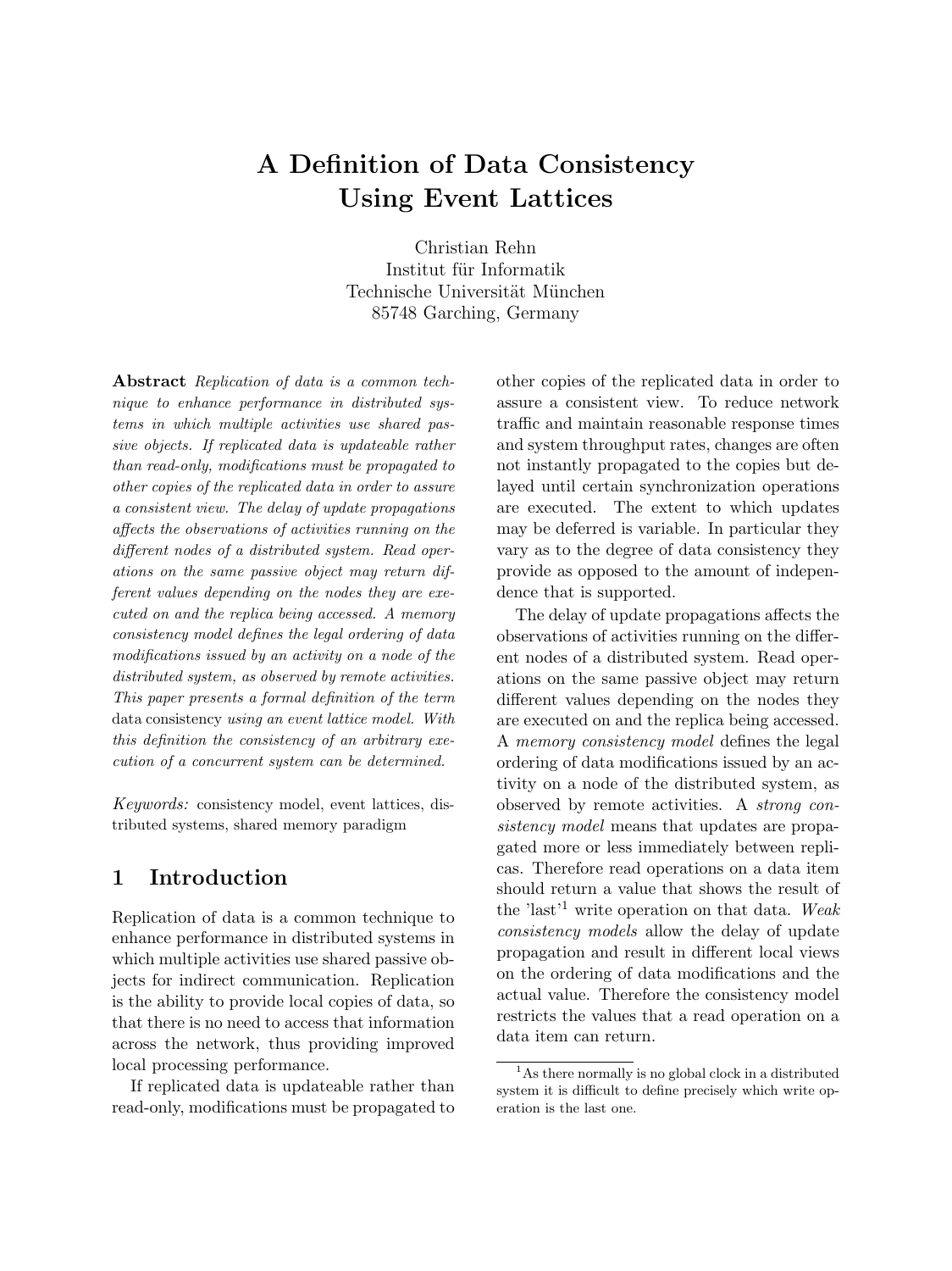# A Definition of Data Consistency Using Event Lattices

Christian Rehn
Institut für Informatik
Technische Universität München
85748 Garching, Germany

**Abstract** *Replication of data is a common technique to enhance performance in distributed systems in which multiple activities use shared passive objects. If replicated data is updateable rather than read-only, modifications must be propagated to other copies of the replicated data in order to assure a consistent view. The delay of update propagations affects the observations of activities running on the different nodes of a distributed system. Read operations on the same passive object may return different values depending on the nodes they are executed on and the replica being accessed. A memory consistency model defines the legal ordering of data modifications issued by an activity on a node of the distributed system, as observed by remote activities. This paper presents a formal definition of the term* data consistency *using an event lattice model. With this definition the consistency of an arbitrary execution of a concurrent system can be determined.*

*Keywords:* consistency model, event lattices, distributed systems, shared memory paradigm

## 1 Introduction

Replication of data is a common technique to enhance performance in distributed systems in which multiple activities use shared passive objects for indirect communication. Replication is the ability to provide local copies of data, so that there is no need to access that information across the network, thus providing improved local processing performance.

If replicated data is updateable rather than read-only, modifications must be propagated to other copies of the replicated data in order to assure a consistent view. To reduce network traffic and maintain reasonable response times and system throughput rates, changes are often not instantly propagated to the copies but delayed until certain synchronization operations are executed. The extent to which updates may be deferred is variable. In particular they vary as to the degree of data consistency they provide as opposed to the amount of independence that is supported.

The delay of update propagations affects the observations of activities running on the different nodes of a distributed system. Read operations on the same passive object may return different values depending on the nodes they are executed on and the replica being accessed. A *memory consistency model* defines the legal ordering of data modifications issued by an activity on a node of the distributed system, as observed by remote activities. A *strong consistency model* means that updates are propagated more or less immediately between replicas. Therefore read operations on a data item should return a value that shows the result of the 'last'[1] write operation on that data. *Weak consistency models* allow the delay of update propagation and result in different local views on the ordering of data modifications and the actual value. Therefore the consistency model restricts the values that a read operation on a data item can return.

[1] As there normally is no global clock in a distributed system it is difficult to define precisely which write operation is the last one.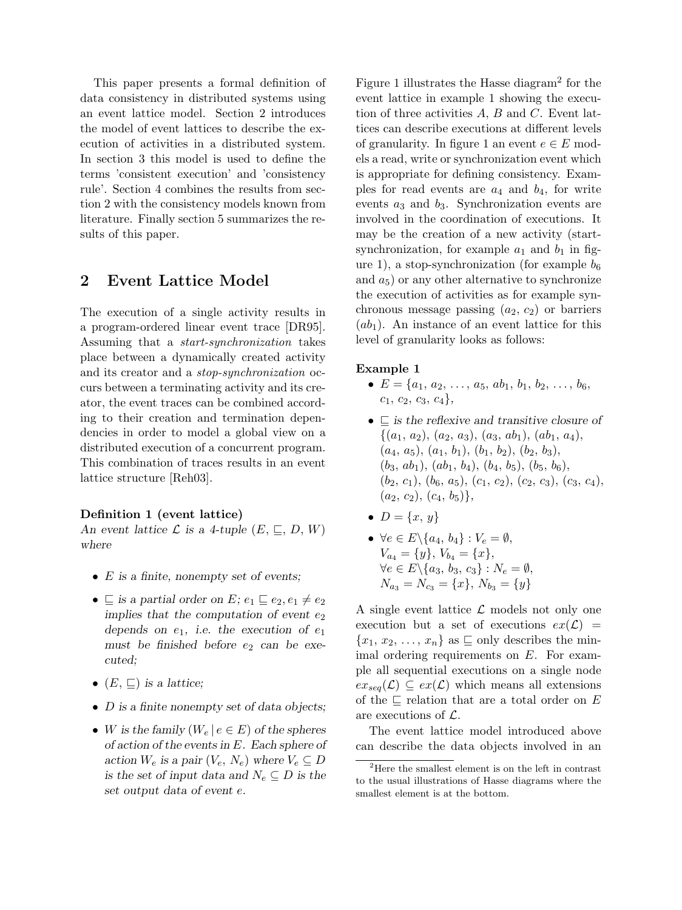This paper presents a formal definition of data consistency in distributed systems using an event lattice model. Section 2 introduces the model of event lattices to describe the execution of activities in a distributed system. In section 3 this model is used to define the terms 'consistent execution' and 'consistency rule'. Section 4 combines the results from section 2 with the consistency models known from literature. Finally section 5 summarizes the results of this paper.

## 2 Event Lattice Model

The execution of a single activity results in a program-ordered linear event trace [DR95]. Assuming that a *start-synchronization* takes place between a dynamically created activity and its creator and a *stop-synchronization* occurs between a terminating activity and its creator, the event traces can be combined according to their creation and termination dependencies in order to model a global view on a distributed execution of a concurrent program. This combination of traces results in an event lattice structure [Reh03].

**Definition 1 (event lattice)**
*An event lattice $\mathcal{L}$ is a 4-tuple $(E, \sqsubseteq, D, W)$ where*

- *$E$ is a finite, nonempty set of events;*
- *$\sqsubseteq$ is a partial order on $E$; $e_1 \sqsubseteq e_2, e_1 \neq e_2$ implies that the computation of event $e_2$ depends on $e_1$, i.e. the execution of $e_1$ must be finished before $e_2$ can be executed;*
- *$(E, \sqsubseteq)$ is a lattice;*
- *$D$ is a finite nonempty set of data objects;*
- *$W$ is the family $(W_e \,|\, e \in E)$ of the spheres of action of the events in $E$. Each sphere of action $W_e$ is a pair $(V_e, N_e)$ where $V_e \subseteq D$ is the set of input data and $N_e \subseteq D$ is the set output data of event $e$.*

Figure 1 illustrates the Hasse diagram[2] for the event lattice in example 1 showing the execution of three activities $A$, $B$ and $C$. Event lattices can describe executions at different levels of granularity. In figure 1 an event $e \in E$ models a read, write or synchronization event which is appropriate for defining consistency. Examples for read events are $a_4$ and $b_4$, for write events $a_3$ and $b_3$. Synchronization events are involved in the coordination of executions. It may be the creation of a new activity (start-synchronization, for example $a_1$ and $b_1$ in figure 1), a stop-synchronization (for example $b_6$ and $a_5$) or any other alternative to synchronize the execution of activities as for example synchronous message passing ($a_2$, $c_2$) or barriers ($ab_1$). An instance of an event lattice for this level of granularity looks as follows:

**Example 1**

- $E = \{a_1, a_2, \ldots, a_5, ab_1, b_1, b_2, \ldots, b_6, c_1, c_2, c_3, c_4\}$,
- *$\sqsubseteq$ is the reflexive and transitive closure of* $\{(a_1, a_2), (a_2, a_3), (a_3, ab_1), (ab_1, a_4), (a_4, a_5), (a_1, b_1), (b_1, b_2), (b_2, b_3), (b_3, ab_1), (ab_1, b_4), (b_4, b_5), (b_5, b_6), (b_2, c_1), (b_6, a_5), (c_1, c_2), (c_2, c_3), (c_3, c_4), (a_2, c_2), (c_4, b_5)\}$,
- $D = \{x, y\}$
- $\forall e \in E \backslash \{a_4, b_4\} : V_e = \emptyset$,
  $V_{a_4} = \{y\}$, $V_{b_4} = \{x\}$,
  $\forall e \in E \backslash \{a_3, b_3, c_3\} : N_e = \emptyset$,
  $N_{a_3} = N_{c_3} = \{x\}$, $N_{b_3} = \{y\}$

A single event lattice $\mathcal{L}$ models not only one execution but a set of executions $ex(\mathcal{L}) = \{x_1, x_2, \ldots, x_n\}$ as $\sqsubseteq$ only describes the minimal ordering requirements on $E$. For example all sequential executions on a single node $ex_{seq}(\mathcal{L}) \subseteq ex(\mathcal{L})$ which means all extensions of the $\sqsubseteq$ relation that are a total order on $E$ are executions of $\mathcal{L}$.

The event lattice model introduced above can describe the data objects involved in an

[2] Here the smallest element is on the left in contrast to the usual illustrations of Hasse diagrams where the smallest element is at the bottom.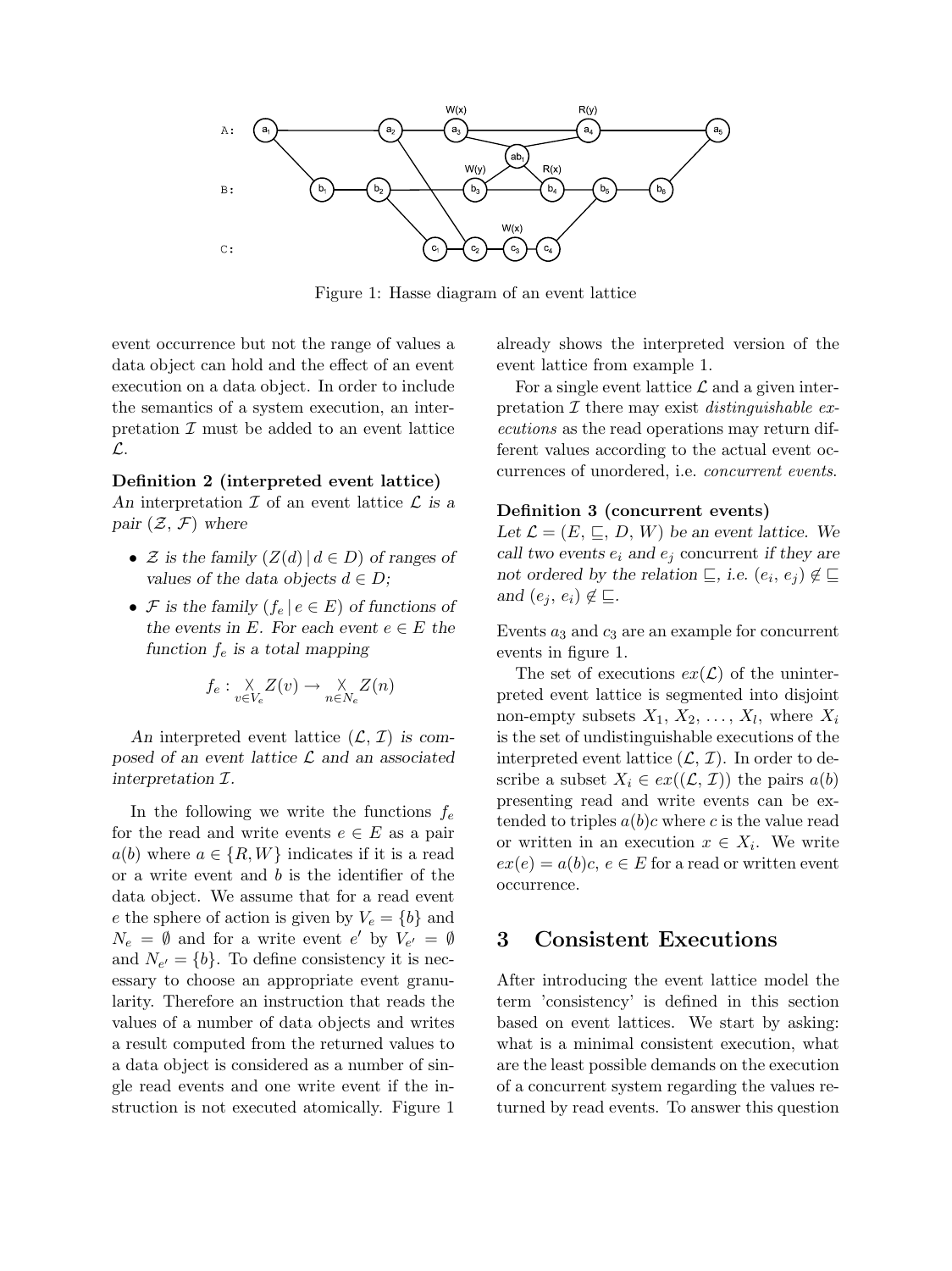Figure 1: Hasse diagram of an event lattice

event occurrence but not the range of values a data object can hold and the effect of an event execution on a data object. In order to include the semantics of a system execution, an interpretation $\mathcal{I}$ must be added to an event lattice $\mathcal{L}$.

**Definition 2 (interpreted event lattice)** *An* interpretation $\mathcal{I}$ *of an event lattice* $\mathcal{L}$ *is a pair* $(\mathcal{Z}, \mathcal{F})$ *where*

- $\mathcal{Z}$ *is the family* $(Z(d) \,|\, d \in D)$ *of ranges of values of the data objects* $d \in D$*;*
- $\mathcal{F}$ *is the family* $(f_e \,|\, e \in E)$ *of functions of the events in* $E$*. For each event* $e \in E$ *the function* $f_e$ *is a total mapping*

$$f_e : \bigtimes_{v \in V_e} Z(v) \rightarrow \bigtimes_{n \in N_e} Z(n)$$

*An* interpreted event lattice $(\mathcal{L}, \mathcal{I})$ *is composed of an event lattice* $\mathcal{L}$ *and an associated interpretation* $\mathcal{I}$*.*

In the following we write the functions $f_e$ for the read and write events $e \in E$ as a pair $a(b)$ where $a \in \{R, W\}$ indicates if it is a read or a write event and $b$ is the identifier of the data object. We assume that for a read event $e$ the sphere of action is given by $V_e = \{b\}$ and $N_e = \emptyset$ and for a write event $e'$ by $V_{e'} = \emptyset$ and $N_{e'} = \{b\}$. To define consistency it is necessary to choose an appropriate event granularity. Therefore an instruction that reads the values of a number of data objects and writes a result computed from the returned values to a data object is considered as a number of single read events and one write event if the instruction is not executed atomically. Figure 1 already shows the interpreted version of the event lattice from example 1.

For a single event lattice $\mathcal{L}$ and a given interpretation $\mathcal{I}$ there may exist *distinguishable executions* as the read operations may return different values according to the actual event occurrences of unordered, i.e. *concurrent events*.

**Definition 3 (concurrent events)** *Let* $\mathcal{L} = (E, \sqsubseteq, D, W)$ *be an event lattice. We call two events* $e_i$ *and* $e_j$ concurrent *if they are not ordered by the relation* $\sqsubseteq$*, i.e.* $(e_i, e_j) \notin \sqsubseteq$ *and* $(e_j, e_i) \notin \sqsubseteq$*.*

Events $a_3$ and $c_3$ are an example for concurrent events in figure 1.

The set of executions $ex(\mathcal{L})$ of the uninterpreted event lattice is segmented into disjoint non-empty subsets $X_1, X_2, \ldots, X_l$, where $X_i$ is the set of undistinguishable executions of the interpreted event lattice $(\mathcal{L}, \mathcal{I})$. In order to describe a subset $X_i \in ex((\mathcal{L}, \mathcal{I}))$ the pairs $a(b)$ presenting read and write events can be extended to triples $a(b)c$ where $c$ is the value read or written in an execution $x \in X_i$. We write $ex(e) = a(b)c$, $e \in E$ for a read or written event occurrence.

# 3 Consistent Executions

After introducing the event lattice model the term 'consistency' is defined in this section based on event lattices. We start by asking: what is a minimal consistent execution, what are the least possible demands on the execution of a concurrent system regarding the values returned by read events. To answer this question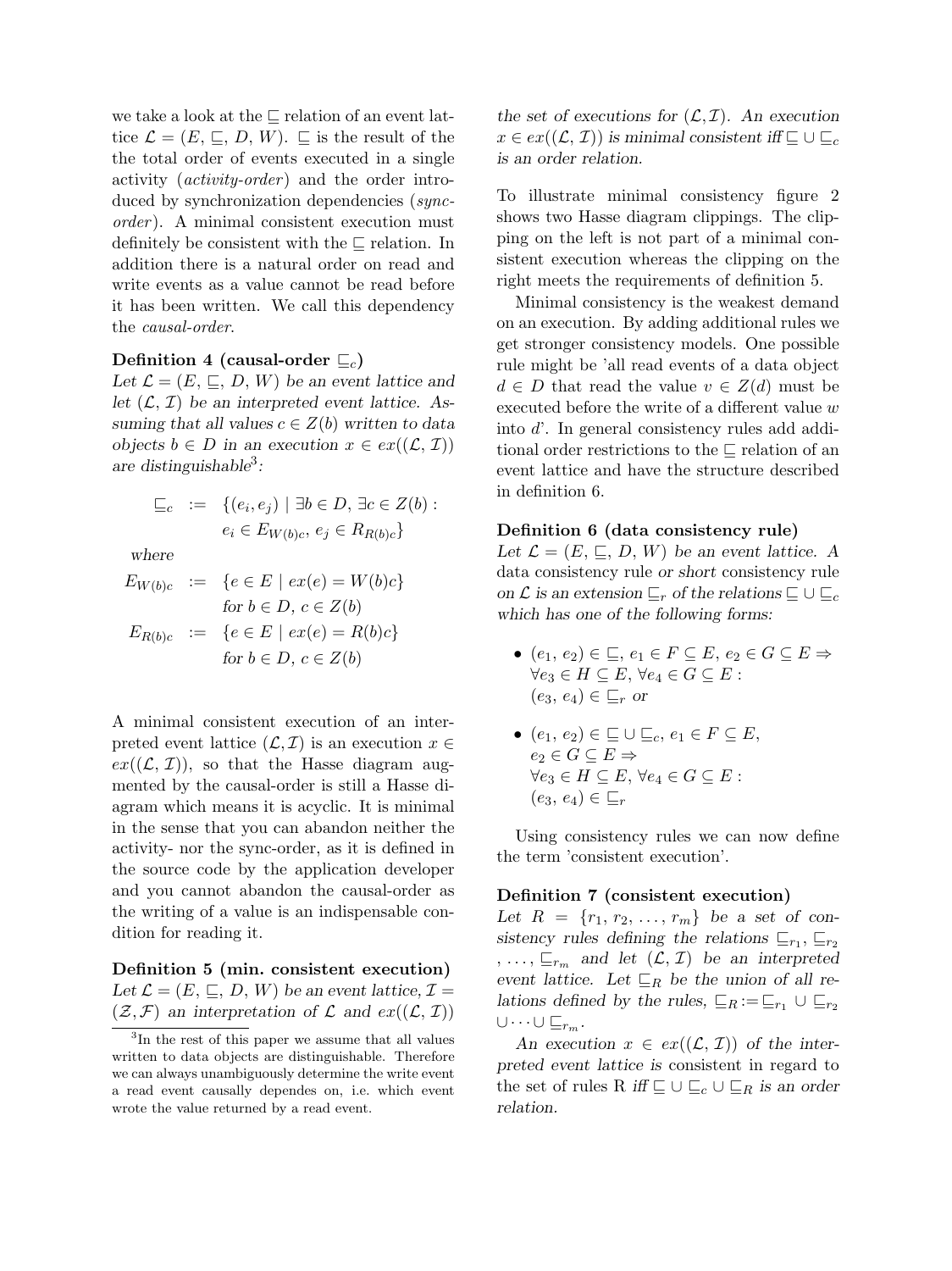we take a look at the $\sqsubseteq$ relation of an event lattice $\mathcal{L} = (E, \sqsubseteq, D, W)$. $\sqsubseteq$ is the result of the the total order of events executed in a single activity (*activity-order*) and the order introduced by synchronization dependencies (*sync-order*). A minimal consistent execution must definitely be consistent with the $\sqsubseteq$ relation. In addition there is a natural order on read and write events as a value cannot be read before it has been written. We call this dependency the *causal-order*.

**Definition 4 (causal-order $\sqsubseteq_c$)**
*Let $\mathcal{L} = (E, \sqsubseteq, D, W)$ be an event lattice and let $(\mathcal{L}, \mathcal{I})$ be an interpreted event lattice. Assuming that all values $c \in Z(b)$ written to data objects $b \in D$ in an execution $x \in ex((\mathcal{L}, \mathcal{I}))$ are distinguishable[3]:*

$$\sqsubseteq_c \;:=\; \{(e_i, e_j) \mid \exists b \in D, \exists c \in Z(b) : e_i \in E_{W(b)c},\, e_j \in R_{R(b)c}\}$$

*where*

$$E_{W(b)c} \;:=\; \{e \in E \mid ex(e) = W(b)c\} \quad \text{for } b \in D,\, c \in Z(b)$$

$$E_{R(b)c} \;:=\; \{e \in E \mid ex(e) = R(b)c\} \quad \text{for } b \in D,\, c \in Z(b)$$

A minimal consistent execution of an interpreted event lattice $(\mathcal{L},\mathcal{I})$ is an execution $x \in ex((\mathcal{L}, \mathcal{I}))$, so that the Hasse diagram augmented by the causal-order is still a Hasse diagram which means it is acyclic. It is minimal in the sense that you can abandon neither the activity- nor the sync-order, as it is defined in the source code by the application developer and you cannot abandon the causal-order as the writing of a value is an indispensable condition for reading it.

**Definition 5 (min. consistent execution)**
*Let $\mathcal{L} = (E, \sqsubseteq, D, W)$ be an event lattice, $\mathcal{I} = (\mathcal{Z}, \mathcal{F})$ an interpretation of $\mathcal{L}$ and $ex((\mathcal{L}, \mathcal{I}))$ the set of executions for $(\mathcal{L},\mathcal{I})$. An execution $x \in ex((\mathcal{L}, \mathcal{I}))$ is minimal consistent iff $\sqsubseteq \cup \sqsubseteq_c$ is an order relation.*

[3] In the rest of this paper we assume that all values written to data objects are distinguishable. Therefore we can always unambiguously determine the write event a read event causally dependes on, i.e. which event wrote the value returned by a read event.

To illustrate minimal consistency figure 2 shows two Hasse diagram clippings. The clipping on the left is not part of a minimal consistent execution whereas the clipping on the right meets the requirements of definition 5.

Minimal consistency is the weakest demand on an execution. By adding additional rules we get stronger consistency models. One possible rule might be 'all read events of a data object $d \in D$ that read the value $v \in Z(d)$ must be executed before the write of a different value $w$ into $d$'. In general consistency rules add additional order restrictions to the $\sqsubseteq$ relation of an event lattice and have the structure described in definition 6.

**Definition 6 (data consistency rule)**
*Let $\mathcal{L} = (E, \sqsubseteq, D, W)$ be an event lattice. A* data consistency rule *or short* consistency rule *on $\mathcal{L}$ is an extension $\sqsubseteq_r$ of the relations $\sqsubseteq \cup \sqsubseteq_c$ which has one of the following forms:*

- $(e_1, e_2) \in \sqsubseteq,\, e_1 \in F \subseteq E,\, e_2 \in G \subseteq E \Rightarrow$ $\forall e_3 \in H \subseteq E, \forall e_4 \in G \subseteq E :$ $(e_3, e_4) \in \sqsubseteq_r$ *or*
- $(e_1, e_2) \in \sqsubseteq \cup \sqsubseteq_c,\, e_1 \in F \subseteq E,$ $e_2 \in G \subseteq E \Rightarrow$ $\forall e_3 \in H \subseteq E, \forall e_4 \in G \subseteq E :$ $(e_3, e_4) \in \sqsubseteq_r$

Using consistency rules we can now define the term 'consistent execution'.

**Definition 7 (consistent execution)**
*Let $R = \{r_1, r_2, \ldots, r_m\}$ be a set of consistency rules defining the relations $\sqsubseteq_{r_1}, \sqsubseteq_{r_2}, \ldots, \sqsubseteq_{r_m}$ and let $(\mathcal{L}, \mathcal{I})$ be an interpreted event lattice. Let $\sqsubseteq_R$ be the union of all relations defined by the rules, $\sqsubseteq_R := \sqsubseteq_{r_1} \cup \sqsubseteq_{r_2} \cup \cdots \cup \sqsubseteq_{r_m}$.*

*An execution $x \in ex((\mathcal{L}, \mathcal{I}))$ of the interpreted event lattice is* consistent in regard to the set of rules R *iff $\sqsubseteq \cup \sqsubseteq_c \cup \sqsubseteq_R$ is an order relation.*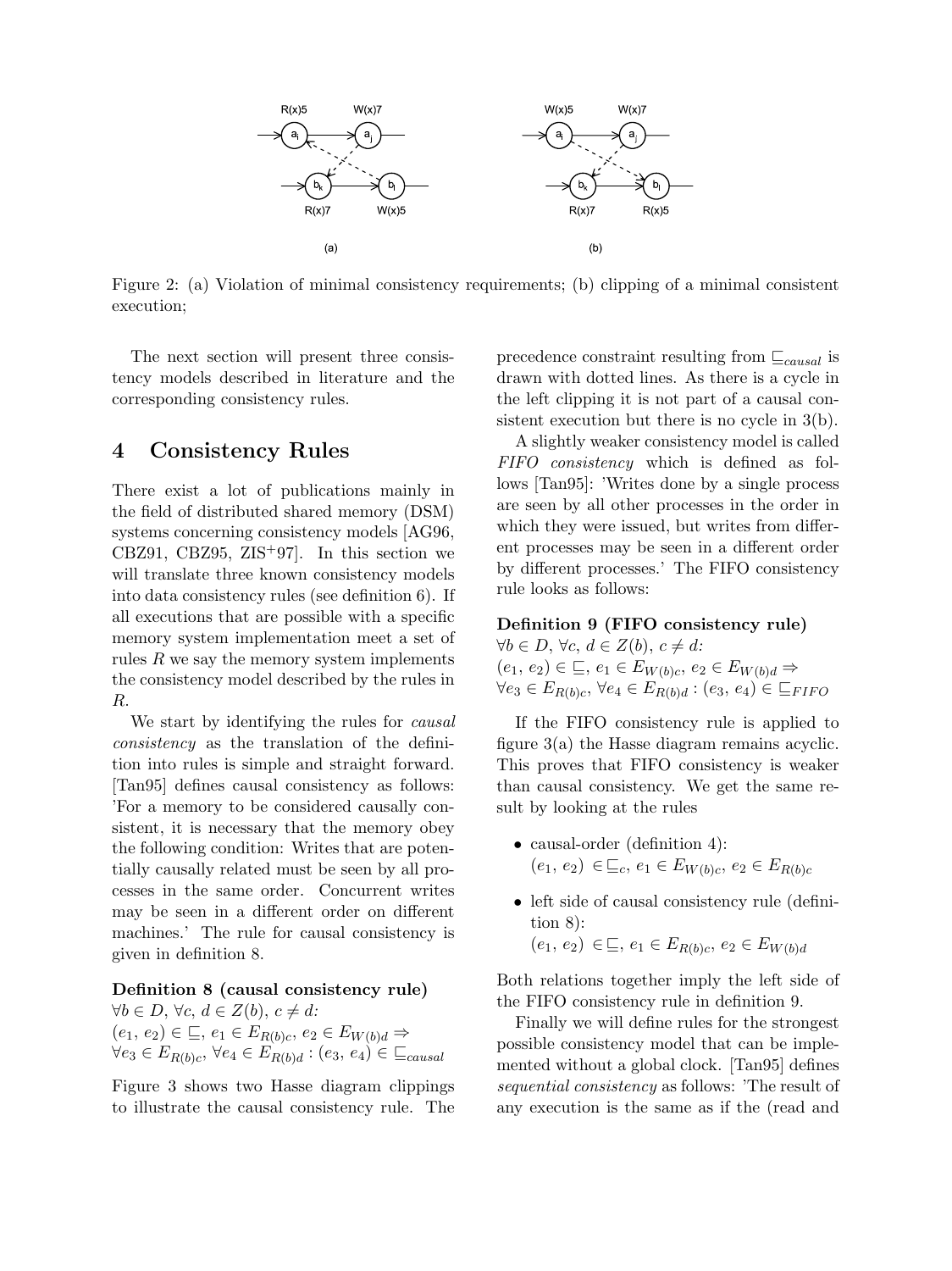Figure 2: (a) Violation of minimal consistency requirements; (b) clipping of a minimal consistent execution;

The next section will present three consistency models described in literature and the corresponding consistency rules.

# 4 Consistency Rules

There exist a lot of publications mainly in the field of distributed shared memory (DSM) systems concerning consistency models [AG96, CBZ91, CBZ95, ZIS+97]. In this section we will translate three known consistency models into data consistency rules (see definition 6). If all executions that are possible with a specific memory system implementation meet a set of rules $R$ we say the memory system implements the consistency model described by the rules in $R$.

We start by identifying the rules for *causal consistency* as the translation of the definition into rules is simple and straight forward. [Tan95] defines causal consistency as follows: 'For a memory to be considered causally consistent, it is necessary that the memory obey the following condition: Writes that are potentially causally related must be seen by all processes in the same order. Concurrent writes may be seen in a different order on different machines.' The rule for causal consistency is given in definition 8.

**Definition 8 (causal consistency rule)**
$\forall b \in D$, $\forall c$, $d \in Z(b)$, $c \neq d$:
$(e_1, e_2) \in \sqsubseteq$, $e_1 \in E_{R(b)c}$, $e_2 \in E_{W(b)d} \Rightarrow$
$\forall e_3 \in E_{R(b)c}$, $\forall e_4 \in E_{R(b)d} : (e_3, e_4) \in \sqsubseteq_{causal}$

Figure 3 shows two Hasse diagram clippings to illustrate the causal consistency rule. The precedence constraint resulting from $\sqsubseteq_{causal}$ is drawn with dotted lines. As there is a cycle in the left clipping it is not part of a causal consistent execution but there is no cycle in 3(b).

A slightly weaker consistency model is called *FIFO consistency* which is defined as follows [Tan95]: 'Writes done by a single process are seen by all other processes in the order in which they were issued, but writes from different processes may be seen in a different order by different processes.' The FIFO consistency rule looks as follows:

**Definition 9 (FIFO consistency rule)**
$\forall b \in D$, $\forall c$, $d \in Z(b)$, $c \neq d$:
$(e_1, e_2) \in \sqsubseteq$, $e_1 \in E_{W(b)c}$, $e_2 \in E_{W(b)d} \Rightarrow$
$\forall e_3 \in E_{R(b)c}$, $\forall e_4 \in E_{R(b)d} : (e_3, e_4) \in \sqsubseteq_{FIFO}$

If the FIFO consistency rule is applied to figure 3(a) the Hasse diagram remains acyclic. This proves that FIFO consistency is weaker than causal consistency. We get the same result by looking at the rules

- causal-order (definition 4):
  $(e_1, e_2) \in \sqsubseteq_c$, $e_1 \in E_{W(b)c}$, $e_2 \in E_{R(b)c}$
- left side of causal consistency rule (definition 8):
  $(e_1, e_2) \in \sqsubseteq$, $e_1 \in E_{R(b)c}$, $e_2 \in E_{W(b)d}$

Both relations together imply the left side of the FIFO consistency rule in definition 9.

Finally we will define rules for the strongest possible consistency model that can be implemented without a global clock. [Tan95] defines *sequential consistency* as follows: 'The result of any execution is the same as if the (read and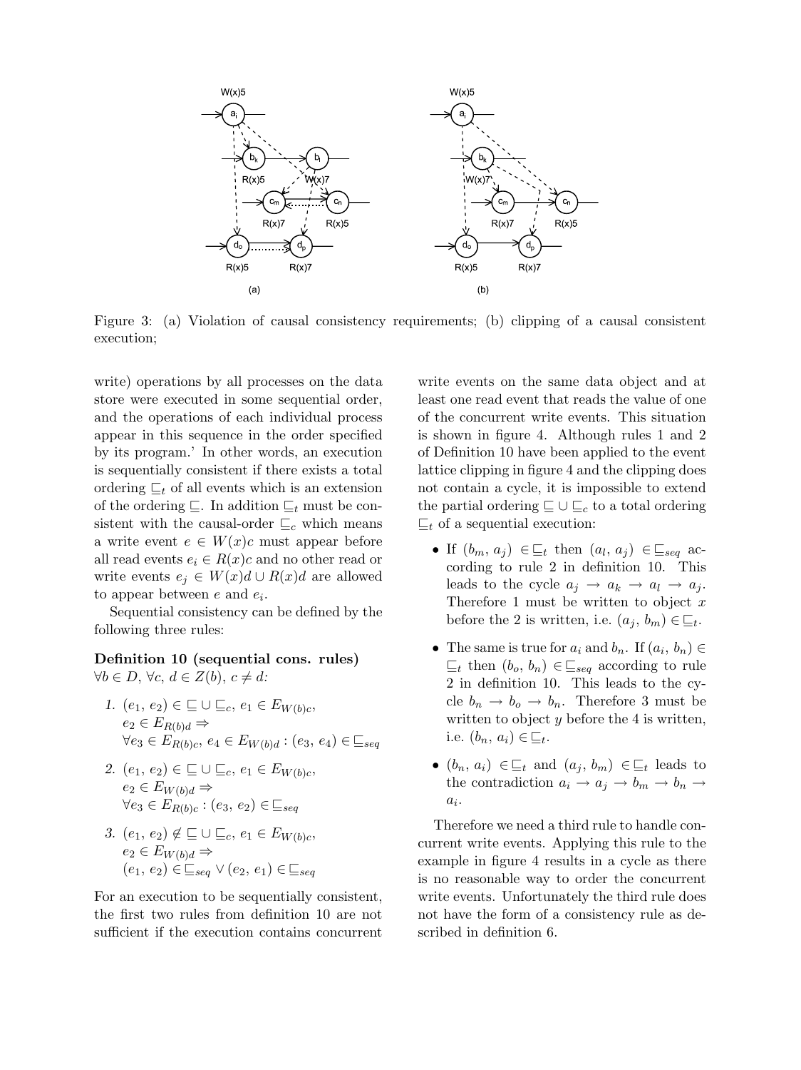Figure 3: (a) Violation of causal consistency requirements; (b) clipping of a causal consistent execution;

write) operations by all processes on the data store were executed in some sequential order, and the operations of each individual process appear in this sequence in the order specified by its program.' In other words, an execution is sequentially consistent if there exists a total ordering $\sqsubseteq_t$ of all events which is an extension of the ordering $\sqsubseteq$. In addition $\sqsubseteq_t$ must be consistent with the causal-order $\sqsubseteq_c$ which means a write event $e \in W(x)c$ must appear before all read events $e_i \in R(x)c$ and no other read or write events $e_j \in W(x)d \cup R(x)d$ are allowed to appear between $e$ and $e_i$.

Sequential consistency can be defined by the following three rules:

**Definition 10 (sequential cons. rules)** *$\forall b \in D$, $\forall c, d \in Z(b)$, $c \neq d$:*

1. $(e_1, e_2) \in \sqsubseteq \cup \sqsubseteq_c$, $e_1 \in E_{W(b)c}$, $e_2 \in E_{R(b)d} \Rightarrow$ $\forall e_3 \in E_{R(b)c}, e_4 \in E_{W(b)d} : (e_3, e_4) \in \sqsubseteq_{seq}$
2. $(e_1, e_2) \in \sqsubseteq \cup \sqsubseteq_c$, $e_1 \in E_{W(b)c}$, $e_2 \in E_{W(b)d} \Rightarrow$ $\forall e_3 \in E_{R(b)c} : (e_3, e_2) \in \sqsubseteq_{seq}$
3. $(e_1, e_2) \notin \sqsubseteq \cup \sqsubseteq_c$, $e_1 \in E_{W(b)c}$, $e_2 \in E_{W(b)d} \Rightarrow$ $(e_1, e_2) \in \sqsubseteq_{seq} \vee (e_2, e_1) \in \sqsubseteq_{seq}$

For an execution to be sequentially consistent, the first two rules from definition 10 are not sufficient if the execution contains concurrent write events on the same data object and at least one read event that reads the value of one of the concurrent write events. This situation is shown in figure 4. Although rules 1 and 2 of Definition 10 have been applied to the event lattice clipping in figure 4 and the clipping does not contain a cycle, it is impossible to extend the partial ordering $\sqsubseteq \cup \sqsubseteq_c$ to a total ordering $\sqsubseteq_t$ of a sequential execution:

- If $(b_m, a_j) \in \sqsubseteq_t$ then $(a_l, a_j) \in \sqsubseteq_{seq}$ according to rule 2 in definition 10. This leads to the cycle $a_j \rightarrow a_k \rightarrow a_l \rightarrow a_j$. Therefore 1 must be written to object $x$ before the 2 is written, i.e. $(a_j, b_m) \in \sqsubseteq_t$.
- The same is true for $a_i$ and $b_n$. If $(a_i, b_n) \in \sqsubseteq_t$ then $(b_o, b_n) \in \sqsubseteq_{seq}$ according to rule 2 in definition 10. This leads to the cycle $b_n \rightarrow b_o \rightarrow b_n$. Therefore 3 must be written to object $y$ before the 4 is written, i.e. $(b_n, a_i) \in \sqsubseteq_t$.
- $(b_n, a_i) \in \sqsubseteq_t$ and $(a_j, b_m) \in \sqsubseteq_t$ leads to the contradiction $a_i \rightarrow a_j \rightarrow b_m \rightarrow b_n \rightarrow a_i$.

Therefore we need a third rule to handle concurrent write events. Applying this rule to the example in figure 4 results in a cycle as there is no reasonable way to order the concurrent write events. Unfortunately the third rule does not have the form of a consistency rule as described in definition 6.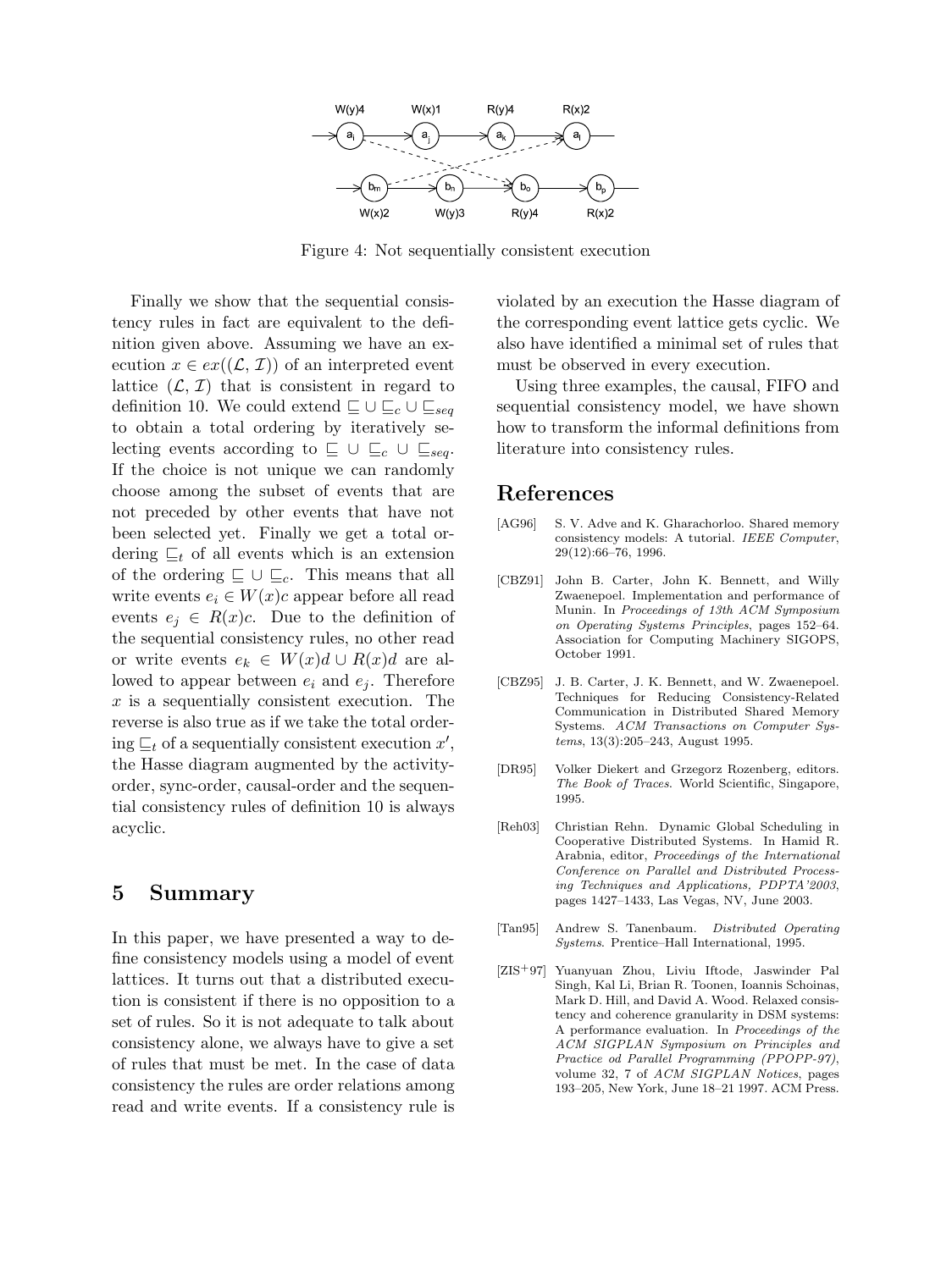W(y)4 W(x)1 R(y)4 R(x)2

$a_i$ $a_j$ $a_k$ $a_l$

$b_m$ $b_n$ $b_o$ $b_p$

W(x)2 W(y)3 R(y)4 R(x)2

Figure 4: Not sequentially consistent execution

Finally we show that the sequential consistency rules in fact are equivalent to the definition given above. Assuming we have an execution $x \in ex((\mathcal{L}, \mathcal{I}))$ of an interpreted event lattice $(\mathcal{L}, \mathcal{I})$ that is consistent in regard to definition 10. We could extend $\sqsubseteq \cup \sqsubseteq_c \cup \sqsubseteq_{seq}$ to obtain a total ordering by iteratively selecting events according to $\sqsubseteq \cup \sqsubseteq_c \cup \sqsubseteq_{seq}$. If the choice is not unique we can randomly choose among the subset of events that are not preceded by other events that have not been selected yet. Finally we get a total ordering $\sqsubseteq_t$ of all events which is an extension of the ordering $\sqsubseteq \cup \sqsubseteq_c$. This means that all write events $e_i \in W(x)c$ appear before all read events $e_j \in R(x)c$. Due to the definition of the sequential consistency rules, no other read or write events $e_k \in W(x)d \cup R(x)d$ are allowed to appear between $e_i$ and $e_j$. Therefore $x$ is a sequentially consistent execution. The reverse is also true as if we take the total ordering $\sqsubseteq_t$ of a sequentially consistent execution $x'$, the Hasse diagram augmented by the activity-order, sync-order, causal-order and the sequential consistency rules of definition 10 is always acyclic.

## 5 Summary

In this paper, we have presented a way to define consistency models using a model of event lattices. It turns out that a distributed execution is consistent if there is no opposition to a set of rules. So it is not adequate to talk about consistency alone, we always have to give a set of rules that must be met. In the case of data consistency the rules are order relations among read and write events. If a consistency rule is violated by an execution the Hasse diagram of the corresponding event lattice gets cyclic. We also have identified a minimal set of rules that must be observed in every execution.

Using three examples, the causal, FIFO and sequential consistency model, we have shown how to transform the informal definitions from literature into consistency rules.

## References

[AG96] S. V. Adve and K. Gharachorloo. Shared memory consistency models: A tutorial. *IEEE Computer*, 29(12):66–76, 1996.

[CBZ91] John B. Carter, John K. Bennett, and Willy Zwaenepoel. Implementation and performance of Munin. In *Proceedings of 13th ACM Symposium on Operating Systems Principles*, pages 152–64. Association for Computing Machinery SIGOPS, October 1991.

[CBZ95] J. B. Carter, J. K. Bennett, and W. Zwaenepoel. Techniques for Reducing Consistency-Related Communication in Distributed Shared Memory Systems. *ACM Transactions on Computer Systems*, 13(3):205–243, August 1995.

[DR95] Volker Diekert and Grzegorz Rozenberg, editors. *The Book of Traces*. World Scientific, Singapore, 1995.

[Reh03] Christian Rehn. Dynamic Global Scheduling in Cooperative Distributed Systems. In Hamid R. Arabnia, editor, *Proceedings of the International Conference on Parallel and Distributed Processing Techniques and Applications, PDPTA'2003*, pages 1427–1433, Las Vegas, NV, June 2003.

[Tan95] Andrew S. Tanenbaum. *Distributed Operating Systems*. Prentice–Hall International, 1995.

[ZIS+97] Yuanyuan Zhou, Liviu Iftode, Jaswinder Pal Singh, Kal Li, Brian R. Toonen, Ioannis Schoinas, Mark D. Hill, and David A. Wood. Relaxed consistency and coherence granularity in DSM systems: A performance evaluation. In *Proceedings of the ACM SIGPLAN Symposium on Principles and Practice od Parallel Programming (PPOPP-97)*, volume 32, 7 of *ACM SIGPLAN Notices*, pages 193–205, New York, June 18–21 1997. ACM Press.